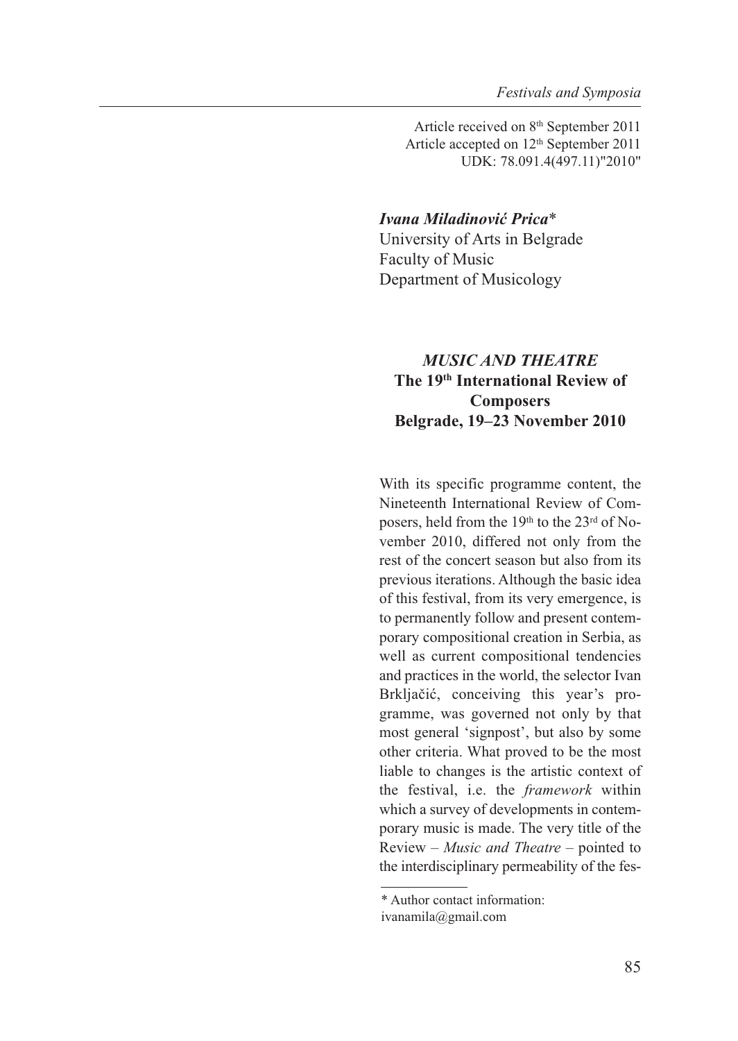Article received on 8th September 2011
Article accepted on 12th September 2011
UDK: 78.091.4(497.11)"2010"

***Ivana Miladinović Prica****
University of Arts in Belgrade
Faculty of Music
Department of Musicology

## *MUSIC AND THEATRE*
## The 19th International Review of Composers
## Belgrade, 19–23 November 2010

With its specific programme content, the Nineteenth International Review of Composers, held from the 19th to the 23rd of November 2010, differed not only from the rest of the concert season but also from its previous iterations. Although the basic idea of this festival, from its very emergence, is to permanently follow and present contemporary compositional creation in Serbia, as well as current compositional tendencies and practices in the world, the selector Ivan Brkljačić, conceiving this year's programme, was governed not only by that most general 'signpost', but also by some other criteria. What proved to be the most liable to changes is the artistic context of the festival, i.e. the *framework* within which a survey of developments in contemporary music is made. The very title of the Review – *Music and Theatre* – pointed to the interdisciplinary permeability of the fes-

\* Author contact information:
ivanamila@gmail.com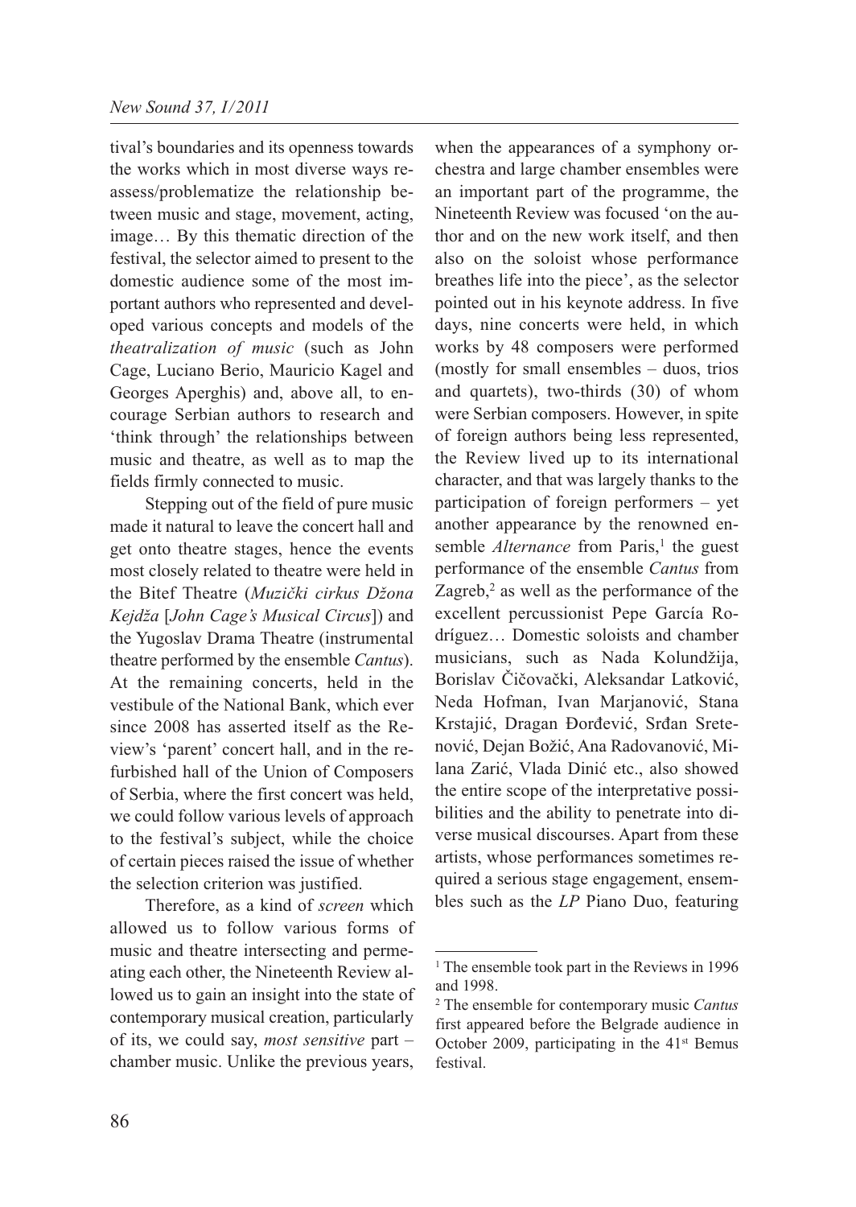tival's boundaries and its openness towards the works which in most diverse ways reassess/problematize the relationship between music and stage, movement, acting, image… By this thematic direction of the festival, the selector aimed to present to the domestic audience some of the most important authors who represented and developed various concepts and models of the *theatralization of music* (such as John Cage, Luciano Berio, Mauricio Kagel and Georges Aperghis) and, above all, to encourage Serbian authors to research and 'think through' the relationships between music and theatre, as well as to map the fields firmly connected to music.

Stepping out of the field of pure music made it natural to leave the concert hall and get onto theatre stages, hence the events most closely related to theatre were held in the Bitef Theatre (*Muzički cirkus Džona Kejdža* [*John Cage's Musical Circus*]) and the Yugoslav Drama Theatre (instrumental theatre performed by the ensemble *Cantus*). At the remaining concerts, held in the vestibule of the National Bank, which ever since 2008 has asserted itself as the Review's 'parent' concert hall, and in the refurbished hall of the Union of Composers of Serbia, where the first concert was held, we could follow various levels of approach to the festival's subject, while the choice of certain pieces raised the issue of whether the selection criterion was justified.

Therefore, as a kind of *screen* which allowed us to follow various forms of music and theatre intersecting and permeating each other, the Nineteenth Review allowed us to gain an insight into the state of contemporary musical creation, particularly of its, we could say, *most sensitive* part – chamber music. Unlike the previous years, when the appearances of a symphony orchestra and large chamber ensembles were an important part of the programme, the Nineteenth Review was focused 'on the author and on the new work itself, and then also on the soloist whose performance breathes life into the piece', as the selector pointed out in his keynote address. In five days, nine concerts were held, in which works by 48 composers were performed (mostly for small ensembles – duos, trios and quartets), two-thirds (30) of whom were Serbian composers. However, in spite of foreign authors being less represented, the Review lived up to its international character, and that was largely thanks to the participation of foreign performers – yet another appearance by the renowned ensemble *Alternance* from Paris,[1] the guest performance of the ensemble *Cantus* from Zagreb,[2] as well as the performance of the excellent percussionist Pepe García Rodríguez… Domestic soloists and chamber musicians, such as Nada Kolundžija, Borislav Čičovački, Aleksandar Latković, Neda Hofman, Ivan Marjanović, Stana Krstajić, Dragan Đorđević, Srđan Sretenović, Dejan Božić, Ana Radovanović, Milana Zarić, Vlada Dinić etc., also showed the entire scope of the interpretative possibilities and the ability to penetrate into diverse musical discourses. Apart from these artists, whose performances sometimes required a serious stage engagement, ensembles such as the *LP* Piano Duo, featuring

---

[1] The ensemble took part in the Reviews in 1996 and 1998.

[2] The ensemble for contemporary music *Cantus* first appeared before the Belgrade audience in October 2009, participating in the 41st Bemus festival.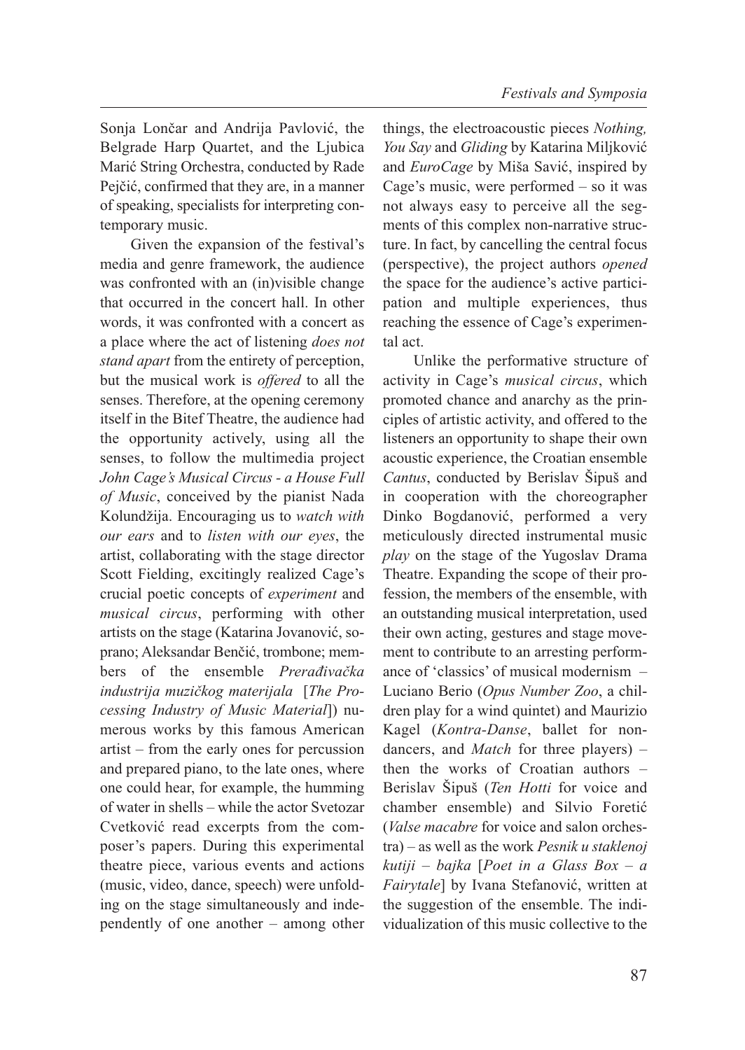Sonja Lončar and Andrija Pavlović, the Belgrade Harp Quartet, and the Ljubica Marić String Orchestra, conducted by Rade Pejčić, confirmed that they are, in a manner of speaking, specialists for interpreting contemporary music.

Given the expansion of the festival's media and genre framework, the audience was confronted with an (in)visible change that occurred in the concert hall. In other words, it was confronted with a concert as a place where the act of listening *does not stand apart* from the entirety of perception, but the musical work is *offered* to all the senses. Therefore, at the opening ceremony itself in the Bitef Theatre, the audience had the opportunity actively, using all the senses, to follow the multimedia project *John Cage's Musical Circus - a House Full of Music*, conceived by the pianist Nada Kolundžija. Encouraging us to *watch with our ears* and to *listen with our eyes*, the artist, collaborating with the stage director Scott Fielding, excitingly realized Cage's crucial poetic concepts of *experiment* and *musical circus*, performing with other artists on the stage (Katarina Jovanović, soprano; Aleksandar Benčić, trombone; members of the ensemble *Prerađivačka industrija muzičkog materijala* [*The Processing Industry of Music Material*]) numerous works by this famous American artist – from the early ones for percussion and prepared piano, to the late ones, where one could hear, for example, the humming of water in shells – while the actor Svetozar Cvetković read excerpts from the composer's papers. During this experimental theatre piece, various events and actions (music, video, dance, speech) were unfolding on the stage simultaneously and independently of one another – among other things, the electroacoustic pieces *Nothing, You Say* and *Gliding* by Katarina Miljković and *EuroCage* by Miša Savić, inspired by Cage's music, were performed – so it was not always easy to perceive all the segments of this complex non-narrative structure. In fact, by cancelling the central focus (perspective), the project authors *opened* the space for the audience's active participation and multiple experiences, thus reaching the essence of Cage's experimental act.

Unlike the performative structure of activity in Cage's *musical circus*, which promoted chance and anarchy as the principles of artistic activity, and offered to the listeners an opportunity to shape their own acoustic experience, the Croatian ensemble *Cantus*, conducted by Berislav Šipuš and in cooperation with the choreographer Dinko Bogdanović, performed a very meticulously directed instrumental music *play* on the stage of the Yugoslav Drama Theatre. Expanding the scope of their profession, the members of the ensemble, with an outstanding musical interpretation, used their own acting, gestures and stage movement to contribute to an arresting performance of 'classics' of musical modernism – Luciano Berio (*Opus Number Zoo*, a children play for a wind quintet) and Maurizio Kagel (*Kontra-Danse*, ballet for non-dancers, and *Match* for three players) – then the works of Croatian authors – Berislav Šipuš (*Ten Hotti* for voice and chamber ensemble) and Silvio Foretić (*Valse macabre* for voice and salon orchestra) – as well as the work *Pesnik u staklenoj kutiji – bajka* [*Poet in a Glass Box – a Fairytale*] by Ivana Stefanović, written at the suggestion of the ensemble. The individualization of this music collective to the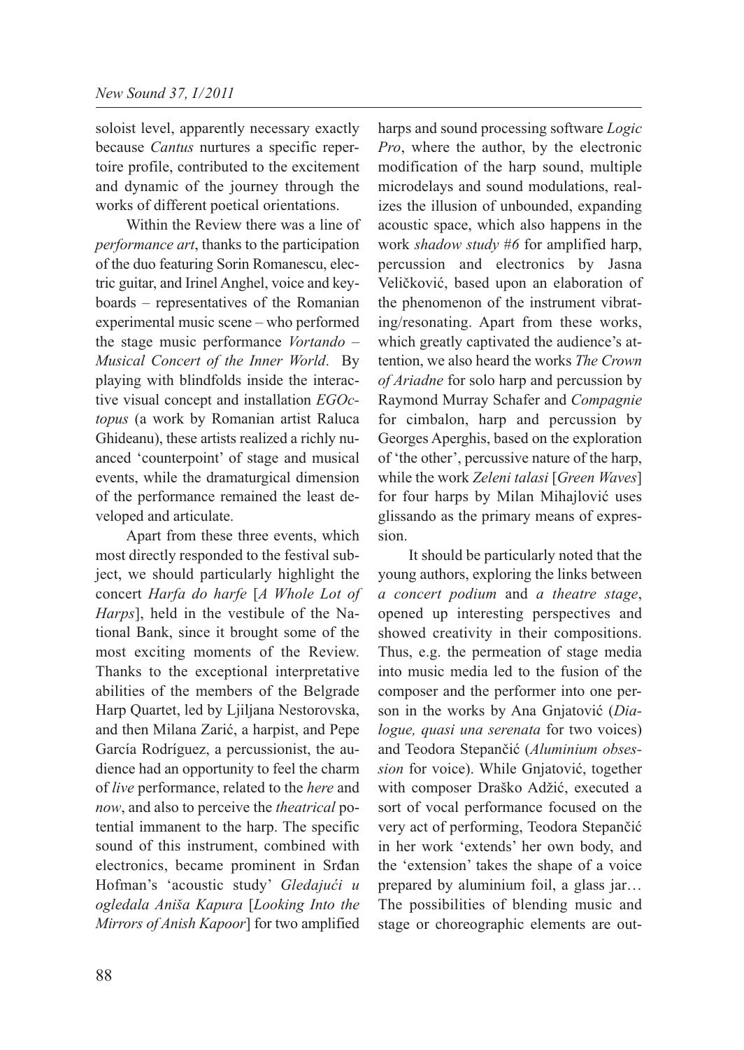soloist level, apparently necessary exactly because *Cantus* nurtures a specific repertoire profile, contributed to the excitement and dynamic of the journey through the works of different poetical orientations.

Within the Review there was a line of *performance art*, thanks to the participation of the duo featuring Sorin Romanescu, electric guitar, and Irinel Anghel, voice and keyboards – representatives of the Romanian experimental music scene – who performed the stage music performance *Vortando – Musical Concert of the Inner World*. By playing with blindfolds inside the interactive visual concept and installation *EGOctopus* (a work by Romanian artist Raluca Ghideanu), these artists realized a richly nuanced 'counterpoint' of stage and musical events, while the dramaturgical dimension of the performance remained the least developed and articulate.

Apart from these three events, which most directly responded to the festival subject, we should particularly highlight the concert *Harfa do harfe* [*A Whole Lot of Harps*], held in the vestibule of the National Bank, since it brought some of the most exciting moments of the Review. Thanks to the exceptional interpretative abilities of the members of the Belgrade Harp Quartet, led by Ljiljana Nestorovska, and then Milana Zarić, a harpist, and Pepe García Rodríguez, a percussionist, the audience had an opportunity to feel the charm of *live* performance, related to the *here* and *now*, and also to perceive the *theatrical* potential immanent to the harp. The specific sound of this instrument, combined with electronics, became prominent in Srđan Hofman's 'acoustic study' *Gledajući u ogledala Aniša Kapura* [*Looking Into the Mirrors of Anish Kapoor*] for two amplified harps and sound processing software *Logic Pro*, where the author, by the electronic modification of the harp sound, multiple microdelays and sound modulations, realizes the illusion of unbounded, expanding acoustic space, which also happens in the work *shadow study #6* for amplified harp, percussion and electronics by Jasna Veličković, based upon an elaboration of the phenomenon of the instrument vibrating/resonating. Apart from these works, which greatly captivated the audience's attention, we also heard the works *The Crown of Ariadne* for solo harp and percussion by Raymond Murray Schafer and *Compagnie* for cimbalon, harp and percussion by Georges Aperghis, based on the exploration of 'the other', percussive nature of the harp, while the work *Zeleni talasi* [*Green Waves*] for four harps by Milan Mihajlović uses glissando as the primary means of expression.

It should be particularly noted that the young authors, exploring the links between *a concert podium* and *a theatre stage*, opened up interesting perspectives and showed creativity in their compositions. Thus, e.g. the permeation of stage media into music media led to the fusion of the composer and the performer into one person in the works by Ana Gnjatović (*Dialogue, quasi una serenata* for two voices) and Teodora Stepančić (*Aluminium obsession* for voice). While Gnjatović, together with composer Draško Adžić, executed a sort of vocal performance focused on the very act of performing, Teodora Stepančić in her work 'extends' her own body, and the 'extension' takes the shape of a voice prepared by aluminium foil, a glass jar… The possibilities of blending music and stage or choreographic elements are out-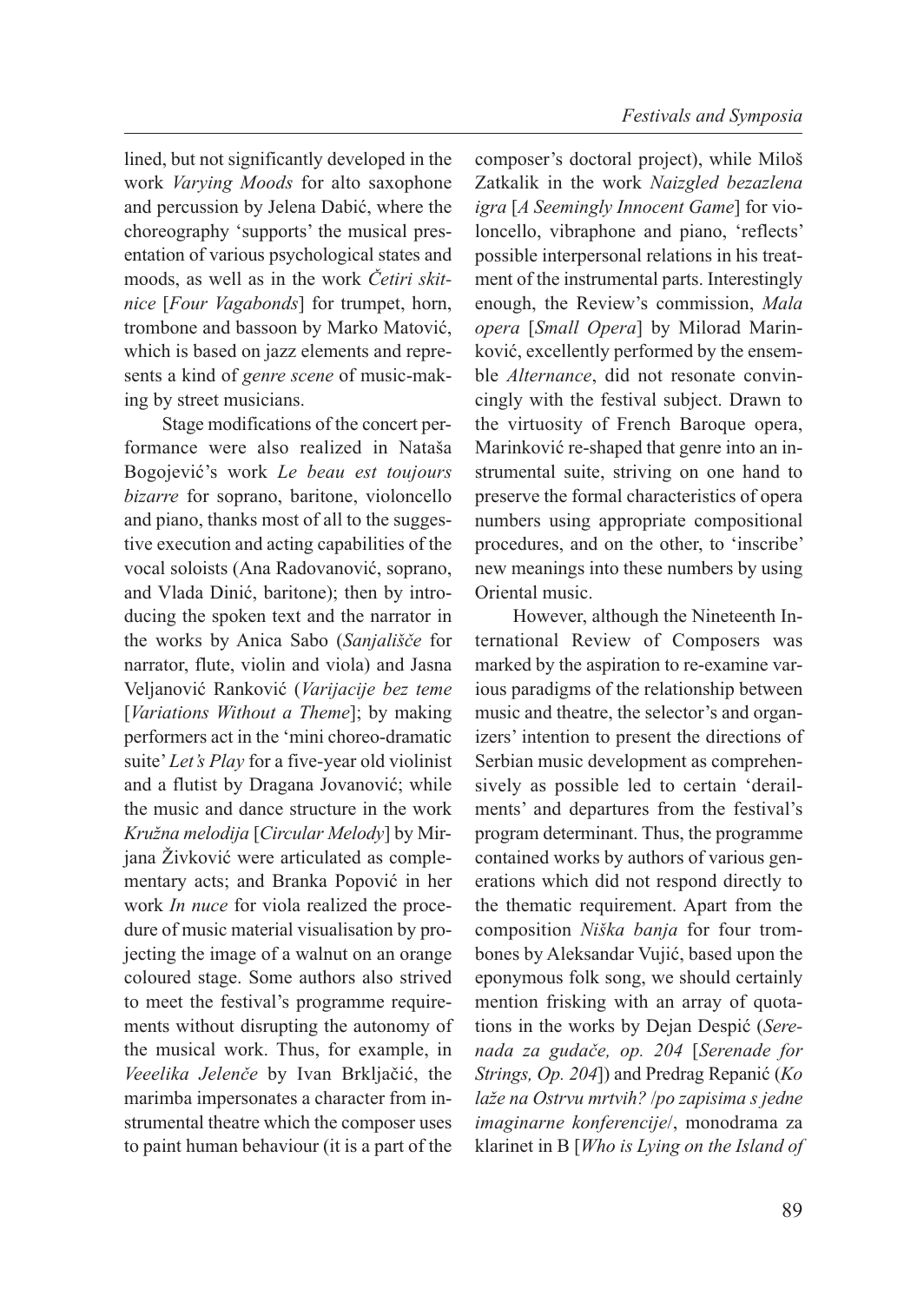lined, but not significantly developed in the work *Varying Moods* for alto saxophone and percussion by Jelena Dabić, where the choreography 'supports' the musical presentation of various psychological states and moods, as well as in the work *Četiri skitnice* [*Four Vagabonds*] for trumpet, horn, trombone and bassoon by Marko Matović, which is based on jazz elements and represents a kind of *genre scene* of music-making by street musicians.

Stage modifications of the concert performance were also realized in Nataša Bogojević's work *Le beau est toujours bizarre* for soprano, baritone, violoncello and piano, thanks most of all to the suggestive execution and acting capabilities of the vocal soloists (Ana Radovanović, soprano, and Vlada Dinić, baritone); then by introducing the spoken text and the narrator in the works by Anica Sabo (*Sanjališče* for narrator, flute, violin and viola) and Jasna Veljanović Ranković (*Varijacije bez teme* [*Variations Without a Theme*]; by making performers act in the 'mini choreo-dramatic suite' *Let's Play* for a five-year old violinist and a flutist by Dragana Jovanović; while the music and dance structure in the work *Kružna melodija* [*Circular Melody*] by Mirjana Živković were articulated as complementary acts; and Branka Popović in her work *In nuce* for viola realized the procedure of music material visualisation by projecting the image of a walnut on an orange coloured stage. Some authors also strived to meet the festival's programme requirements without disrupting the autonomy of the musical work. Thus, for example, in *Veeelika Jelenče* by Ivan Brkljačić, the marimba impersonates a character from instrumental theatre which the composer uses to paint human behaviour (it is a part of the composer's doctoral project), while Miloš Zatkalik in the work *Naizgled bezazlena igra* [*A Seemingly Innocent Game*] for violoncello, vibraphone and piano, 'reflects' possible interpersonal relations in his treatment of the instrumental parts. Interestingly enough, the Review's commission, *Mala opera* [*Small Opera*] by Milorad Marinković, excellently performed by the ensemble *Alternance*, did not resonate convincingly with the festival subject. Drawn to the virtuosity of French Baroque opera, Marinković re-shaped that genre into an instrumental suite, striving on one hand to preserve the formal characteristics of opera numbers using appropriate compositional procedures, and on the other, to 'inscribe' new meanings into these numbers by using Oriental music.

However, although the Nineteenth International Review of Composers was marked by the aspiration to re-examine various paradigms of the relationship between music and theatre, the selector's and organizers' intention to present the directions of Serbian music development as comprehensively as possible led to certain 'derailments' and departures from the festival's program determinant. Thus, the programme contained works by authors of various generations which did not respond directly to the thematic requirement. Apart from the composition *Niška banja* for four trombones by Aleksandar Vujić, based upon the eponymous folk song, we should certainly mention frisking with an array of quotations in the works by Dejan Despić (*Serenada za gudače, op. 204* [*Serenade for Strings, Op. 204*]) and Predrag Repanić (*Ko laže na Ostrvu mrtvih?* /*po zapisima s jedne imaginarne konferencije*/, monodrama za klarinet in B [*Who is Lying on the Island of*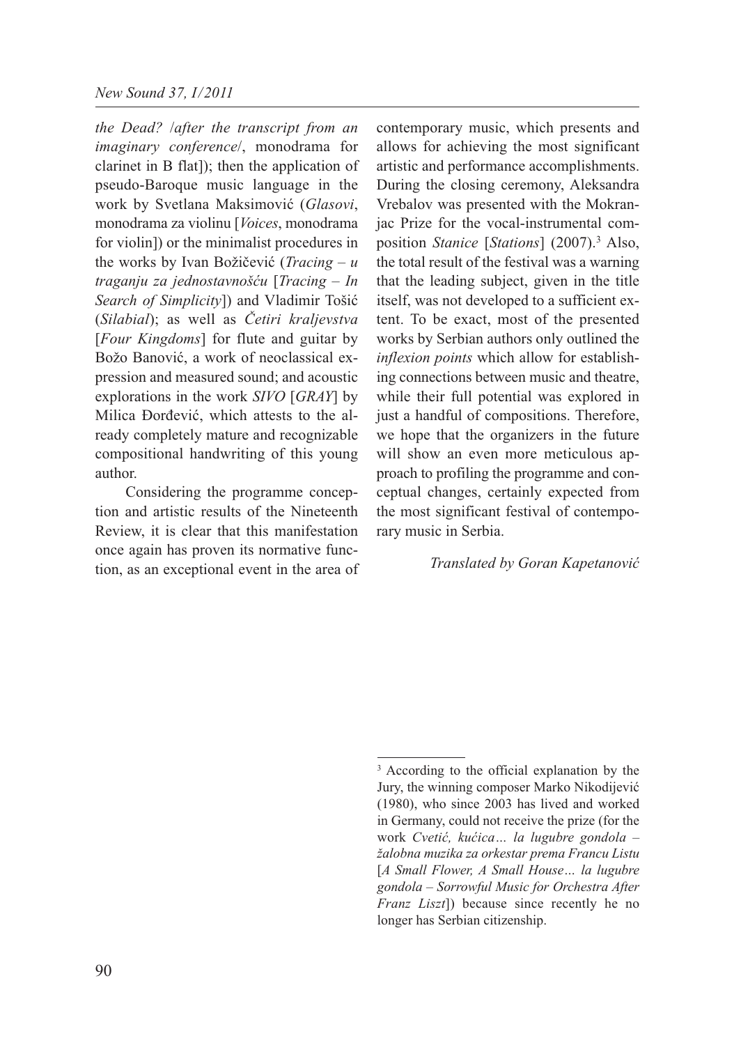*the Dead?* /*after the transcript from an imaginary conference*/, monodrama for clarinet in B flat]); then the application of pseudo-Baroque music language in the work by Svetlana Maksimović (*Glasovi*, monodrama za violinu [*Voices*, monodrama for violin]) or the minimalist procedures in the works by Ivan Božičević (*Tracing – u traganju za jednostavnošću* [*Tracing – In Search of Simplicity*]) and Vladimir Tošić (*Silabial*); as well as *Četiri kraljevstva* [*Four Kingdoms*] for flute and guitar by Božo Banović, a work of neoclassical expression and measured sound; and acoustic explorations in the work *SIVO* [*GRAY*] by Milica Đorđević, which attests to the already completely mature and recognizable compositional handwriting of this young author.

Considering the programme conception and artistic results of the Nineteenth Review, it is clear that this manifestation once again has proven its normative function, as an exceptional event in the area of contemporary music, which presents and allows for achieving the most significant artistic and performance accomplishments. During the closing ceremony, Aleksandra Vrebalov was presented with the Mokranjac Prize for the vocal-instrumental composition *Stanice* [*Stations*] (2007).[3] Also, the total result of the festival was a warning that the leading subject, given in the title itself, was not developed to a sufficient extent. To be exact, most of the presented works by Serbian authors only outlined the *inflexion points* which allow for establishing connections between music and theatre, while their full potential was explored in just a handful of compositions. Therefore, we hope that the organizers in the future will show an even more meticulous approach to profiling the programme and conceptual changes, certainly expected from the most significant festival of contemporary music in Serbia.

*Translated by Goran Kapetanović*

---

[3] According to the official explanation by the Jury, the winning composer Marko Nikodijević (1980), who since 2003 has lived and worked in Germany, could not receive the prize (for the work *Cvetić, kućica… la lugubre gondola – žalobna muzika za orkestar prema Francu Listu* [*A Small Flower, A Small House… la lugubre gondola – Sorrowful Music for Orchestra After Franz Liszt*]) because since recently he no longer has Serbian citizenship.